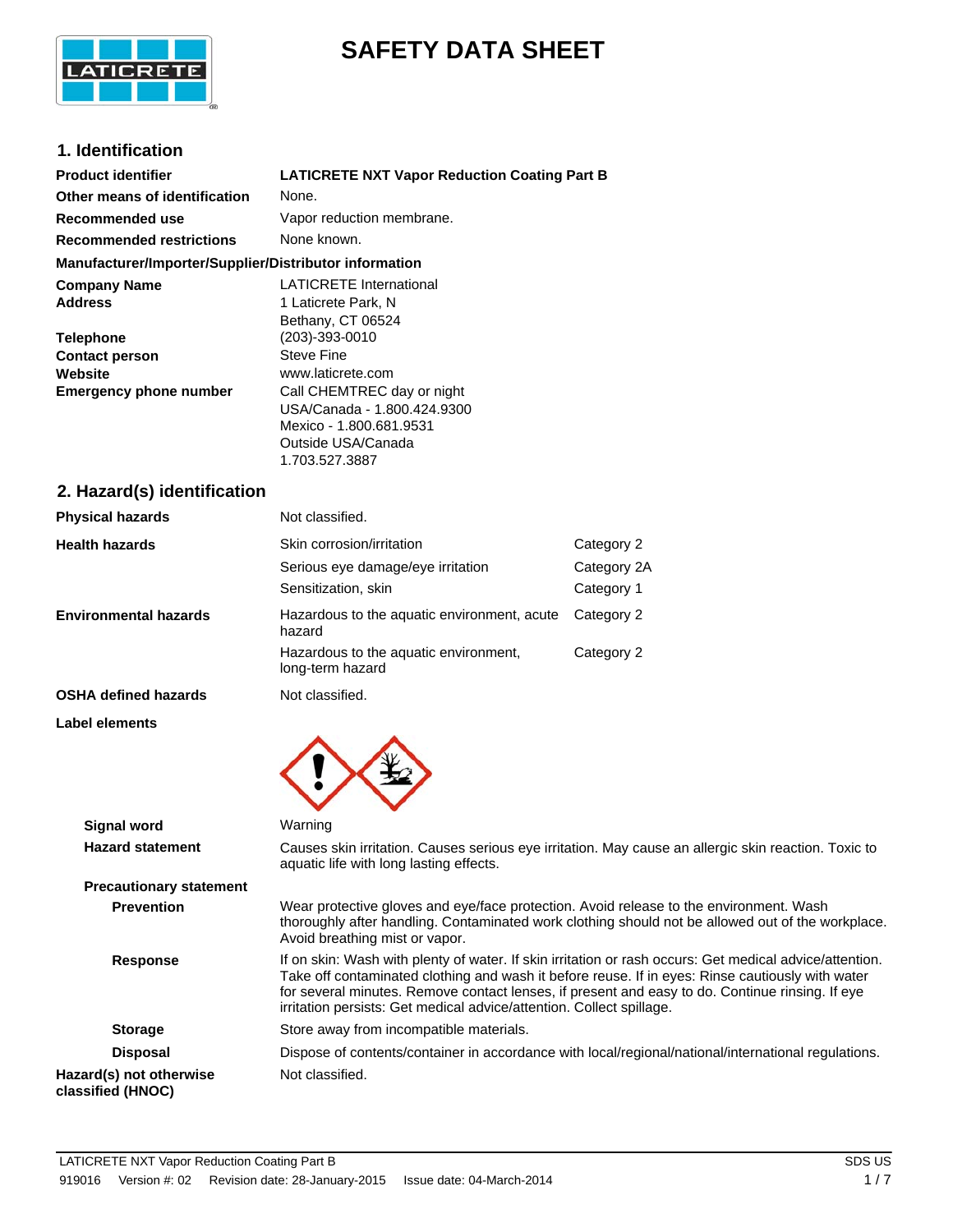# SAFETY DATA SHEET

## 1. Identification

| | |
|---|---|
| **Product identifier** | **LATICRETE NXT Vapor Reduction Coating Part B** |
| **Other means of identification** | None. |
| **Recommended use** | Vapor reduction membrane. |
| **Recommended restrictions** | None known. |

**Manufacturer/Importer/Supplier/Distributor information**

| | |
|---|---|
| **Company Name** | LATICRETE International |
| **Address** | 1 Laticrete Park, N<br>Bethany, CT 06524 |
| **Telephone** | (203)-393-0010 |
| **Contact person** | Steve Fine |
| **Website** | www.laticrete.com |
| **Emergency phone number** | Call CHEMTREC day or night<br>USA/Canada - 1.800.424.9300<br>Mexico - 1.800.681.9531<br>Outside USA/Canada<br>1.703.527.3887 |

## 2. Hazard(s) identification

| | | |
|---|---|---|
| **Physical hazards** | Not classified. | |
| **Health hazards** | Skin corrosion/irritation | Category 2 |
| | Serious eye damage/eye irritation | Category 2A |
| | Sensitization, skin | Category 1 |
| **Environmental hazards** | Hazardous to the aquatic environment, acute hazard | Category 2 |
| | Hazardous to the aquatic environment, long-term hazard | Category 2 |
| **OSHA defined hazards** | Not classified. | |

**Label elements**

**Signal word**: Warning

**Hazard statement**: Causes skin irritation. Causes serious eye irritation. May cause an allergic skin reaction. Toxic to aquatic life with long lasting effects.

**Precautionary statement**

**Prevention**: Wear protective gloves and eye/face protection. Avoid release to the environment. Wash thoroughly after handling. Contaminated work clothing should not be allowed out of the workplace. Avoid breathing mist or vapor.

**Response**: If on skin: Wash with plenty of water. If skin irritation or rash occurs: Get medical advice/attention. Take off contaminated clothing and wash it before reuse. If in eyes: Rinse cautiously with water for several minutes. Remove contact lenses, if present and easy to do. Continue rinsing. If eye irritation persists: Get medical advice/attention. Collect spillage.

**Storage**: Store away from incompatible materials.

**Disposal**: Dispose of contents/container in accordance with local/regional/national/international regulations.

**Hazard(s) not otherwise classified (HNOC)**: Not classified.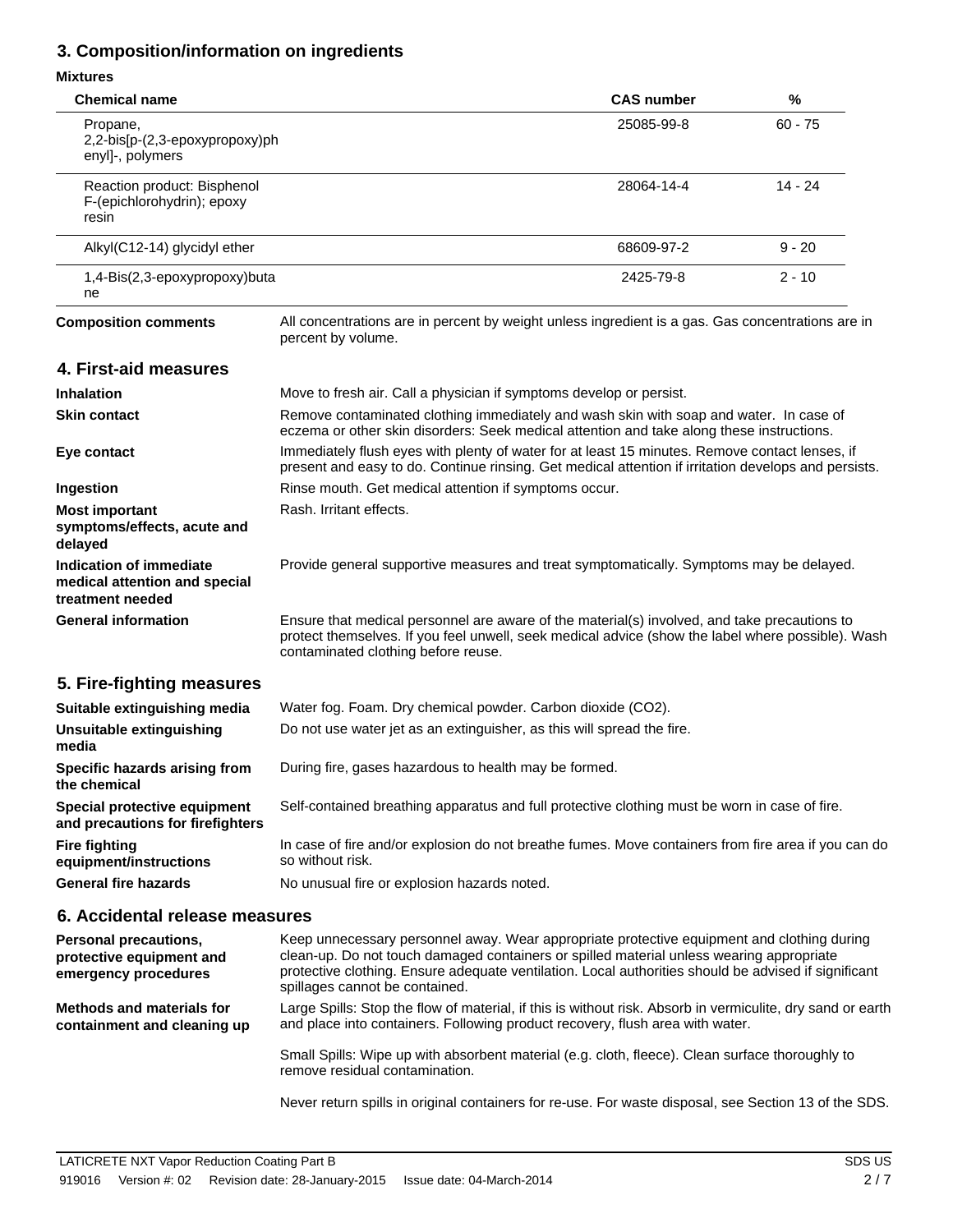## 3. Composition/information on ingredients

**Mixtures**

| Chemical name | CAS number | % |
|---|---|---|
| Propane, 2,2-bis[p-(2,3-epoxypropoxy)phenyl]-, polymers | 25085-99-8 | 60 - 75 |
| Reaction product: Bisphenol F-(epichlorohydrin); epoxy resin | 28064-14-4 | 14 - 24 |
| Alkyl(C12-14) glycidyl ether | 68609-97-2 | 9 - 20 |
| 1,4-Bis(2,3-epoxypropoxy)butane | 2425-79-8 | 2 - 10 |

**Composition comments** All concentrations are in percent by weight unless ingredient is a gas. Gas concentrations are in percent by volume.

## 4. First-aid measures

**Inhalation** Move to fresh air. Call a physician if symptoms develop or persist.

**Skin contact** Remove contaminated clothing immediately and wash skin with soap and water. In case of eczema or other skin disorders: Seek medical attention and take along these instructions.

**Eye contact** Immediately flush eyes with plenty of water for at least 15 minutes. Remove contact lenses, if present and easy to do. Continue rinsing. Get medical attention if irritation develops and persists.

**Ingestion** Rinse mouth. Get medical attention if symptoms occur.

**Most important symptoms/effects, acute and delayed** Rash. Irritant effects.

**Indication of immediate medical attention and special treatment needed** Provide general supportive measures and treat symptomatically. Symptoms may be delayed.

**General information** Ensure that medical personnel are aware of the material(s) involved, and take precautions to protect themselves. If you feel unwell, seek medical advice (show the label where possible). Wash contaminated clothing before reuse.

## 5. Fire-fighting measures

**Suitable extinguishing media** Water fog. Foam. Dry chemical powder. Carbon dioxide ($CO_2$).

**Unsuitable extinguishing media** Do not use water jet as an extinguisher, as this will spread the fire.

**Specific hazards arising from the chemical** During fire, gases hazardous to health may be formed.

**Special protective equipment and precautions for firefighters** Self-contained breathing apparatus and full protective clothing must be worn in case of fire.

**Fire fighting equipment/instructions** In case of fire and/or explosion do not breathe fumes. Move containers from fire area if you can do so without risk.

**General fire hazards** No unusual fire or explosion hazards noted.

## 6. Accidental release measures

**Personal precautions, protective equipment and emergency procedures** Keep unnecessary personnel away. Wear appropriate protective equipment and clothing during clean-up. Do not touch damaged containers or spilled material unless wearing appropriate protective clothing. Ensure adequate ventilation. Local authorities should be advised if significant spillages cannot be contained.

**Methods and materials for containment and cleaning up** Large Spills: Stop the flow of material, if this is without risk. Absorb in vermiculite, dry sand or earth and place into containers. Following product recovery, flush area with water.

Small Spills: Wipe up with absorbent material (e.g. cloth, fleece). Clean surface thoroughly to remove residual contamination.

Never return spills in original containers for re-use. For waste disposal, see Section 13 of the SDS.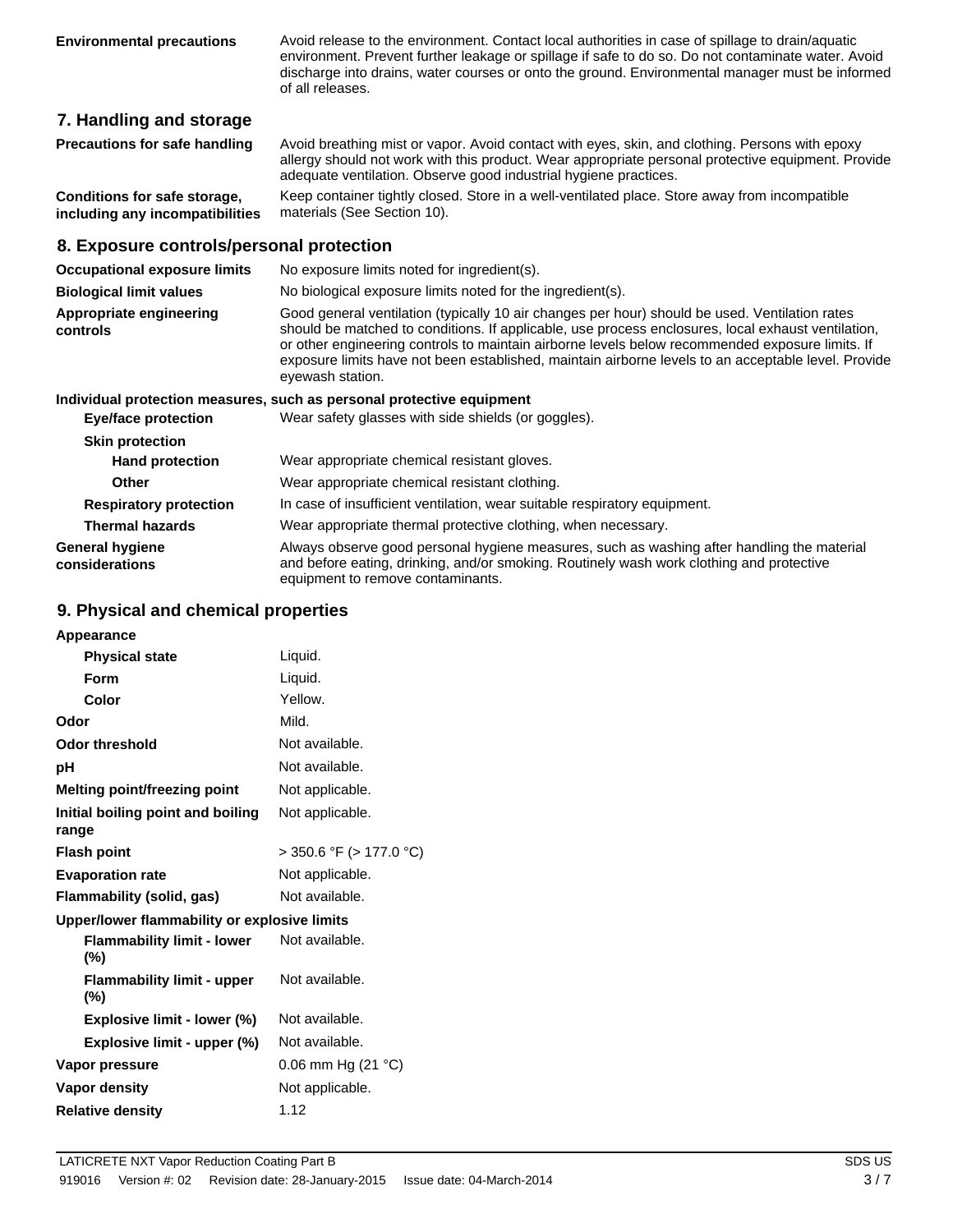**Environmental precautions**

Avoid release to the environment. Contact local authorities in case of spillage to drain/aquatic environment. Prevent further leakage or spillage if safe to do so. Do not contaminate water. Avoid discharge into drains, water courses or onto the ground. Environmental manager must be informed of all releases.

## 7. Handling and storage

**Precautions for safe handling**

Avoid breathing mist or vapor. Avoid contact with eyes, skin, and clothing. Persons with epoxy allergy should not work with this product. Wear appropriate personal protective equipment. Provide adequate ventilation. Observe good industrial hygiene practices.

**Conditions for safe storage, including any incompatibilities**

Keep container tightly closed. Store in a well-ventilated place. Store away from incompatible materials (See Section 10).

## 8. Exposure controls/personal protection

**Occupational exposure limits**

No exposure limits noted for ingredient(s).

**Biological limit values**

No biological exposure limits noted for the ingredient(s).

**Appropriate engineering controls**

Good general ventilation (typically 10 air changes per hour) should be used. Ventilation rates should be matched to conditions. If applicable, use process enclosures, local exhaust ventilation, or other engineering controls to maintain airborne levels below recommended exposure limits. If exposure limits have not been established, maintain airborne levels to an acceptable level. Provide eyewash station.

**Individual protection measures, such as personal protective equipment**

**Eye/face protection**

Wear safety glasses with side shields (or goggles).

**Skin protection**

**Hand protection**

Wear appropriate chemical resistant gloves.

**Other**

Wear appropriate chemical resistant clothing.

**Respiratory protection**

In case of insufficient ventilation, wear suitable respiratory equipment.

**Thermal hazards**

Wear appropriate thermal protective clothing, when necessary.

**General hygiene considerations**

Always observe good personal hygiene measures, such as washing after handling the material and before eating, drinking, and/or smoking. Routinely wash work clothing and protective equipment to remove contaminants.

## 9. Physical and chemical properties

**Appearance**

| | |
|---|---|
| **Physical state** | Liquid. |
| **Form** | Liquid. |
| **Color** | Yellow. |
| **Odor** | Mild. |
| **Odor threshold** | Not available. |
| **pH** | Not available. |
| **Melting point/freezing point** | Not applicable. |
| **Initial boiling point and boiling range** | Not applicable. |
| **Flash point** | > 350.6 °F (> 177.0 °C) |
| **Evaporation rate** | Not applicable. |
| **Flammability (solid, gas)** | Not available. |

**Upper/lower flammability or explosive limits**

| | |
|---|---|
| **Flammability limit - lower (%)** | Not available. |
| **Flammability limit - upper (%)** | Not available. |
| **Explosive limit - lower (%)** | Not available. |
| **Explosive limit - upper (%)** | Not available. |
| **Vapor pressure** | 0.06 mm Hg (21 °C) |
| **Vapor density** | Not applicable. |
| **Relative density** | 1.12 |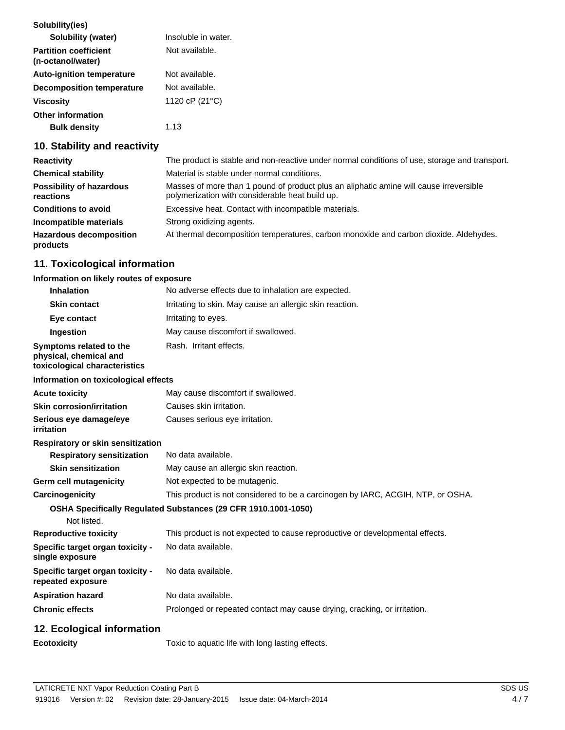| | |
|---|---|
| **Solubility(ies)** | |
| **Solubility (water)** | Insoluble in water. |
| **Partition coefficient (n-octanol/water)** | Not available. |
| **Auto-ignition temperature** | Not available. |
| **Decomposition temperature** | Not available. |
| **Viscosity** | 1120 cP (21°C) |
| **Other information** | |
| **Bulk density** | 1.13 |

## 10. Stability and reactivity

| | |
|---|---|
| **Reactivity** | The product is stable and non-reactive under normal conditions of use, storage and transport. |
| **Chemical stability** | Material is stable under normal conditions. |
| **Possibility of hazardous reactions** | Masses of more than 1 pound of product plus an aliphatic amine will cause irreversible polymerization with considerable heat build up. |
| **Conditions to avoid** | Excessive heat. Contact with incompatible materials. |
| **Incompatible materials** | Strong oxidizing agents. |
| **Hazardous decomposition products** | At thermal decomposition temperatures, carbon monoxide and carbon dioxide. Aldehydes. |

## 11. Toxicological information

**Information on likely routes of exposure**

| | |
|---|---|
| **Inhalation** | No adverse effects due to inhalation are expected. |
| **Skin contact** | Irritating to skin. May cause an allergic skin reaction. |
| **Eye contact** | Irritating to eyes. |
| **Ingestion** | May cause discomfort if swallowed. |
| **Symptoms related to the physical, chemical and toxicological characteristics** | Rash. Irritant effects. |

**Information on toxicological effects**

| | |
|---|---|
| **Acute toxicity** | May cause discomfort if swallowed. |
| **Skin corrosion/irritation** | Causes skin irritation. |
| **Serious eye damage/eye irritation** | Causes serious eye irritation. |
| **Respiratory or skin sensitization** | |
| **Respiratory sensitization** | No data available. |
| **Skin sensitization** | May cause an allergic skin reaction. |
| **Germ cell mutagenicity** | Not expected to be mutagenic. |
| **Carcinogenicity** | This product is not considered to be a carcinogen by IARC, ACGIH, NTP, or OSHA. |

**OSHA Specifically Regulated Substances (29 CFR 1910.1001-1050)**

Not listed.

| | |
|---|---|
| **Reproductive toxicity** | This product is not expected to cause reproductive or developmental effects. |
| **Specific target organ toxicity - single exposure** | No data available. |
| **Specific target organ toxicity - repeated exposure** | No data available. |
| **Aspiration hazard** | No data available. |
| **Chronic effects** | Prolonged or repeated contact may cause drying, cracking, or irritation. |

## 12. Ecological information

| | |
|---|---|
| **Ecotoxicity** | Toxic to aquatic life with long lasting effects. |

LATICRETE NXT Vapor Reduction Coating Part B — SDS US
919016 Version #: 02 Revision date: 28-January-2015 Issue date: 04-March-2014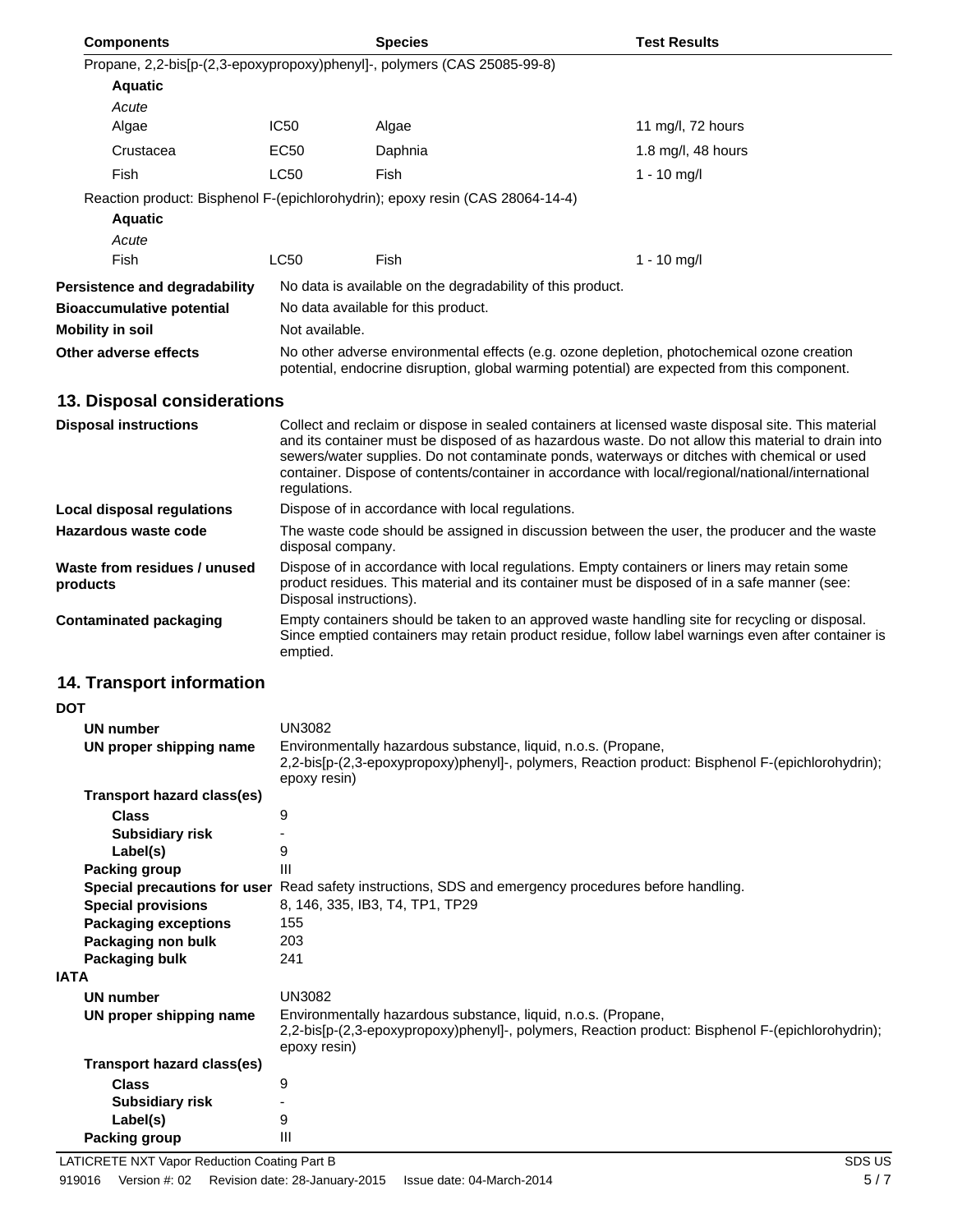| Components | | Species | Test Results |
| --- | --- | --- | --- |
| Propane, 2,2-bis[p-(2,3-epoxypropoxy)phenyl]-, polymers (CAS 25085-99-8) | | | |
| **Aquatic** | | | |
| *Acute* | | | |
| Algae | IC50 | Algae | 11 mg/l, 72 hours |
| Crustacea | EC50 | Daphnia | 1.8 mg/l, 48 hours |
| Fish | LC50 | Fish | 1 - 10 mg/l |
| Reaction product: Bisphenol F-(epichlorohydrin); epoxy resin (CAS 28064-14-4) | | | |
| **Aquatic** | | | |
| *Acute* | | | |
| Fish | LC50 | Fish | 1 - 10 mg/l |

**Persistence and degradability** No data is available on the degradability of this product.

**Bioaccumulative potential** No data available for this product.

**Mobility in soil** Not available.

**Other adverse effects** No other adverse environmental effects (e.g. ozone depletion, photochemical ozone creation potential, endocrine disruption, global warming potential) are expected from this component.

## 13. Disposal considerations

**Disposal instructions** Collect and reclaim or dispose in sealed containers at licensed waste disposal site. This material and its container must be disposed of as hazardous waste. Do not allow this material to drain into sewers/water supplies. Do not contaminate ponds, waterways or ditches with chemical or used container. Dispose of contents/container in accordance with local/regional/national/international regulations.

**Local disposal regulations** Dispose of in accordance with local regulations.

**Hazardous waste code** The waste code should be assigned in discussion between the user, the producer and the waste disposal company.

**Waste from residues / unused products** Dispose of in accordance with local regulations. Empty containers or liners may retain some product residues. This material and its container must be disposed of in a safe manner (see: Disposal instructions).

**Contaminated packaging** Empty containers should be taken to an approved waste handling site for recycling or disposal. Since emptied containers may retain product residue, follow label warnings even after container is emptied.

## 14. Transport information

**DOT**

**UN number** UN3082

**UN proper shipping name** Environmentally hazardous substance, liquid, n.o.s. (Propane, 2,2-bis[p-(2,3-epoxypropoxy)phenyl]-, polymers, Reaction product: Bisphenol F-(epichlorohydrin); epoxy resin)

**Transport hazard class(es)**

**Class** 9

**Subsidiary risk** -

**Label(s)** 9

**Packing group** III

**Special precautions for user** Read safety instructions, SDS and emergency procedures before handling.

**Special provisions** 8, 146, 335, IB3, T4, TP1, TP29

**Packaging exceptions** 155

**Packaging non bulk** 203

**Packaging bulk** 241

**IATA**

**UN number** UN3082

**UN proper shipping name** Environmentally hazardous substance, liquid, n.o.s. (Propane, 2,2-bis[p-(2,3-epoxypropoxy)phenyl]-, polymers, Reaction product: Bisphenol F-(epichlorohydrin); epoxy resin)

**Transport hazard class(es)**

**Class** 9

**Subsidiary risk** -

**Label(s)** 9

**Packing group** III

LATICRETE NXT Vapor Reduction Coating Part B SDS US

919016 Version #: 02 Revision date: 28-January-2015 Issue date: 04-March-2014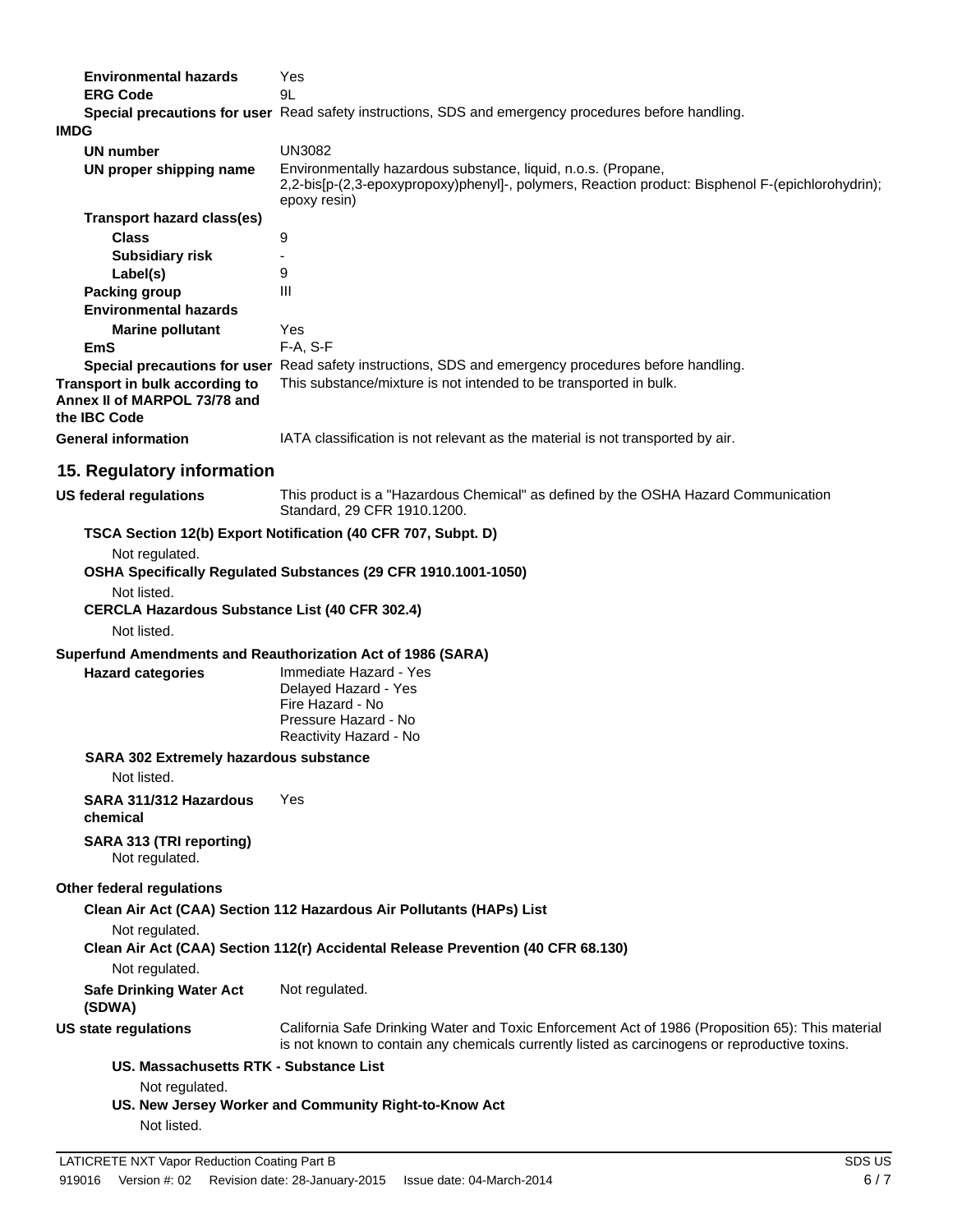| | |
|---|---|
| **Environmental hazards** | Yes |
| **ERG Code** | 9L |
| **Special precautions for user** | Read safety instructions, SDS and emergency procedures before handling. |

**IMDG**

| | |
|---|---|
| **UN number** | UN3082 |
| **UN proper shipping name** | Environmentally hazardous substance, liquid, n.o.s. (Propane, 2,2-bis[p-(2,3-epoxypropoxy)phenyl]-, polymers, Reaction product: Bisphenol F-(epichlorohydrin); epoxy resin) |
| **Transport hazard class(es)** | |
| **Class** | 9 |
| **Subsidiary risk** | - |
| **Label(s)** | 9 |
| **Packing group** | III |
| **Environmental hazards** | |
| **Marine pollutant** | Yes |
| **EmS** | F-A, S-F |
| **Special precautions for user** | Read safety instructions, SDS and emergency procedures before handling. |
| **Transport in bulk according to Annex II of MARPOL 73/78 and the IBC Code** | This substance/mixture is not intended to be transported in bulk. |
| **General information** | IATA classification is not relevant as the material is not transported by air. |

## 15. Regulatory information

**US federal regulations** This product is a "Hazardous Chemical" as defined by the OSHA Hazard Communication Standard, 29 CFR 1910.1200.

**TSCA Section 12(b) Export Notification (40 CFR 707, Subpt. D)**

Not regulated.

**OSHA Specifically Regulated Substances (29 CFR 1910.1001-1050)**

Not listed.

**CERCLA Hazardous Substance List (40 CFR 302.4)**

Not listed.

**Superfund Amendments and Reauthorization Act of 1986 (SARA)**

**Hazard categories**
Immediate Hazard - Yes
Delayed Hazard - Yes
Fire Hazard - No
Pressure Hazard - No
Reactivity Hazard - No

**SARA 302 Extremely hazardous substance**

Not listed.

**SARA 311/312 Hazardous chemical** Yes

**SARA 313 (TRI reporting)**

Not regulated.

**Other federal regulations**

**Clean Air Act (CAA) Section 112 Hazardous Air Pollutants (HAPs) List**

Not regulated.

**Clean Air Act (CAA) Section 112(r) Accidental Release Prevention (40 CFR 68.130)**

Not regulated.

**Safe Drinking Water Act (SDWA)** Not regulated.

**US state regulations** California Safe Drinking Water and Toxic Enforcement Act of 1986 (Proposition 65): This material is not known to contain any chemicals currently listed as carcinogens or reproductive toxins.

**US. Massachusetts RTK - Substance List**

Not regulated.

**US. New Jersey Worker and Community Right-to-Know Act**

Not listed.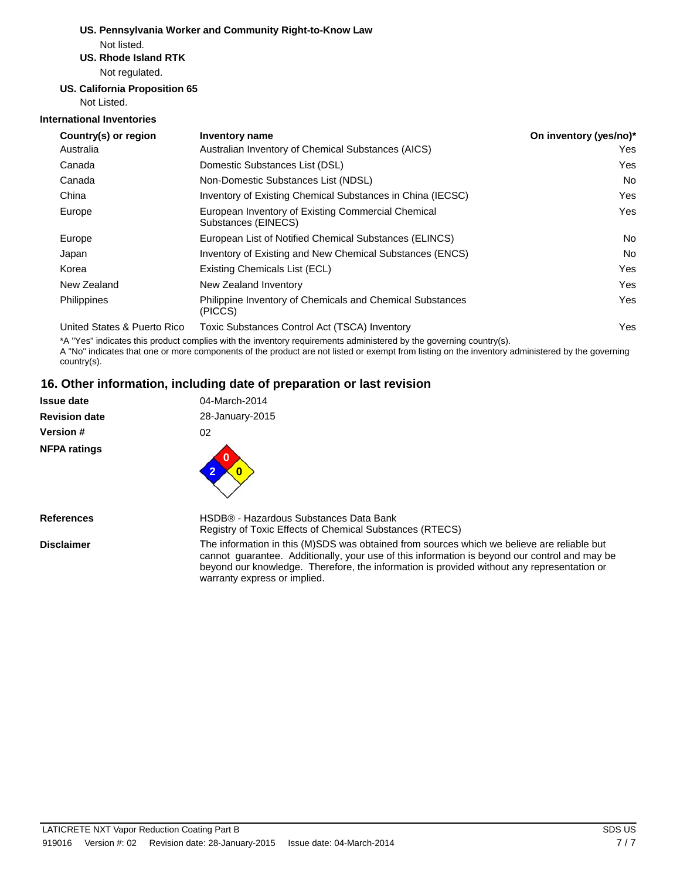**US. Pennsylvania Worker and Community Right-to-Know Law**

Not listed.

**US. Rhode Island RTK**

Not regulated.

**US. California Proposition 65**

Not Listed.

**International Inventories**

| Country(s) or region | Inventory name | On inventory (yes/no)* |
|---|---|---|
| Australia | Australian Inventory of Chemical Substances (AICS) | Yes |
| Canada | Domestic Substances List (DSL) | Yes |
| Canada | Non-Domestic Substances List (NDSL) | No |
| China | Inventory of Existing Chemical Substances in China (IECSC) | Yes |
| Europe | European Inventory of Existing Commercial Chemical Substances (EINECS) | Yes |
| Europe | European List of Notified Chemical Substances (ELINCS) | No |
| Japan | Inventory of Existing and New Chemical Substances (ENCS) | No |
| Korea | Existing Chemicals List (ECL) | Yes |
| New Zealand | New Zealand Inventory | Yes |
| Philippines | Philippine Inventory of Chemicals and Chemical Substances (PICCS) | Yes |
| United States & Puerto Rico | Toxic Substances Control Act (TSCA) Inventory | Yes |

*A "Yes" indicates this product complies with the inventory requirements administered by the governing country(s).
A "No" indicates that one or more components of the product are not listed or exempt from listing on the inventory administered by the governing country(s).

## 16. Other information, including date of preparation or last revision

**Issue date** 04-March-2014

**Revision date** 28-January-2015

**Version #** 02

**NFPA ratings**

0
2 0

**References** HSDB® - Hazardous Substances Data Bank
Registry of Toxic Effects of Chemical Substances (RTECS)

**Disclaimer** The information in this (M)SDS was obtained from sources which we believe are reliable but cannot guarantee. Additionally, your use of this information is beyond our control and may be beyond our knowledge. Therefore, the information is provided without any representation or warranty express or implied.